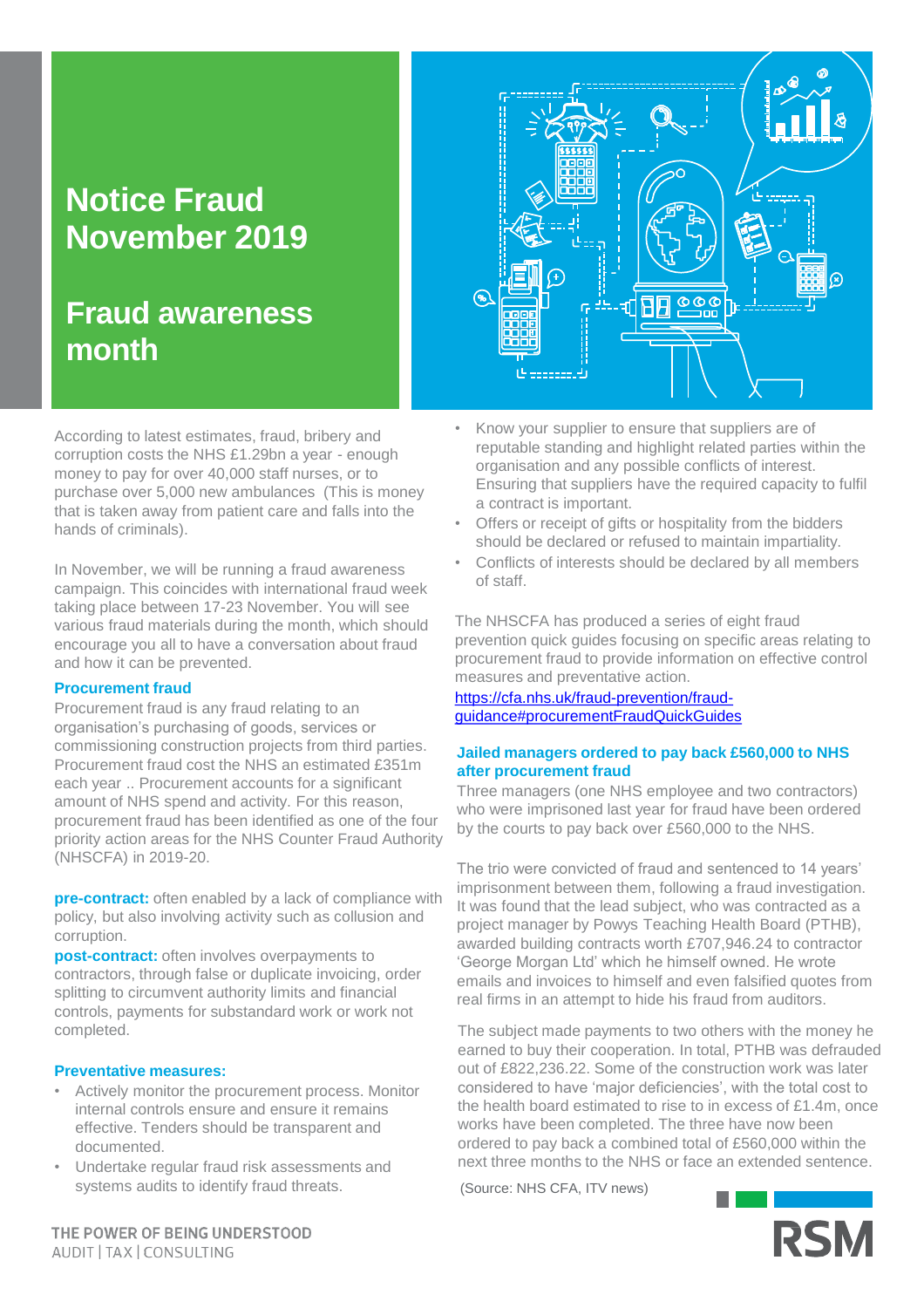# Notice Fraud November 2019

## Fraud awareness month

According to latest estimates, fraud, bribery and corruption costs the NHS £1.29bn a year - enough money to pay for over 40,000 staff nurses, or to purchase over 5,000 new ambulances (This is money that is taken away from patient care and falls into the hands of criminals).

In November, we will be running a fraud awareness campaign. This coincides with international fraud week taking place between 17-23 November. You will see various fraud materials during the month, which should encourage you all to have a conversation about fraud and how it can be prevented.

### Procurement fraud

Procurement fraud is any fraud relating to an organisation's purchasing of goods, services or commissioning construction projects from third parties. Procurement fraud cost the NHS an estimated £351m each year .. Procurement accounts for a significant amount of NHS spend and activity. For this reason, procurement fraud has been identified as one of the four priority action areas for the NHS Counter Fraud Authority (NHSCFA) in 2019-20.

**pre-contract:** often enabled by a lack of compliance with policy, but also involving activity such as collusion and corruption.

**post-contract:** often involves overpayments to contractors, through false or duplicate invoicing, order splitting to circumvent authority limits and financial controls, payments for substandard work or work not completed.

### Preventative measures:

- Actively monitor the procurement process. Monitor internal controls ensure and ensure it remains effective. Tenders should be transparent and documented.
- Undertake regular fraud risk assessments and systems audits to identify fraud threats.
- Know your supplier to ensure that suppliers are of reputable standing and highlight related parties within the organisation and any possible conflicts of interest. Ensuring that suppliers have the required capacity to fulfil a contract is important.
- Offers or receipt of gifts or hospitality from the bidders should be declared or refused to maintain impartiality.
- Conflicts of interests should be declared by all members of staff.

The NHSCFA has produced a series of eight fraud prevention quick guides focusing on specific areas relating to procurement fraud to provide information on effective control measures and preventative action.

https://cfa.nhs.uk/fraud-prevention/fraud-guidance#procurementFraudQuickGuides

### Jailed managers ordered to pay back £560,000 to NHS after procurement fraud

Three managers (one NHS employee and two contractors) who were imprisoned last year for fraud have been ordered by the courts to pay back over £560,000 to the NHS.

The trio were convicted of fraud and sentenced to 14 years' imprisonment between them, following a fraud investigation. It was found that the lead subject, who was contracted as a project manager by Powys Teaching Health Board (PTHB), awarded building contracts worth £707,946.24 to contractor 'George Morgan Ltd' which he himself owned. He wrote emails and invoices to himself and even falsified quotes from real firms in an attempt to hide his fraud from auditors.

The subject made payments to two others with the money he earned to buy their cooperation. In total, PTHB was defrauded out of £822,236.22. Some of the construction work was later considered to have 'major deficiencies', with the total cost to the health board estimated to rise to in excess of £1.4m, once works have been completed. The three have now been ordered to pay back a combined total of £560,000 within the next three months to the NHS or face an extended sentence.

(Source: NHS CFA, ITV news)

THE POWER OF BEING UNDERSTOOD
AUDIT | TAX | CONSULTING

RSM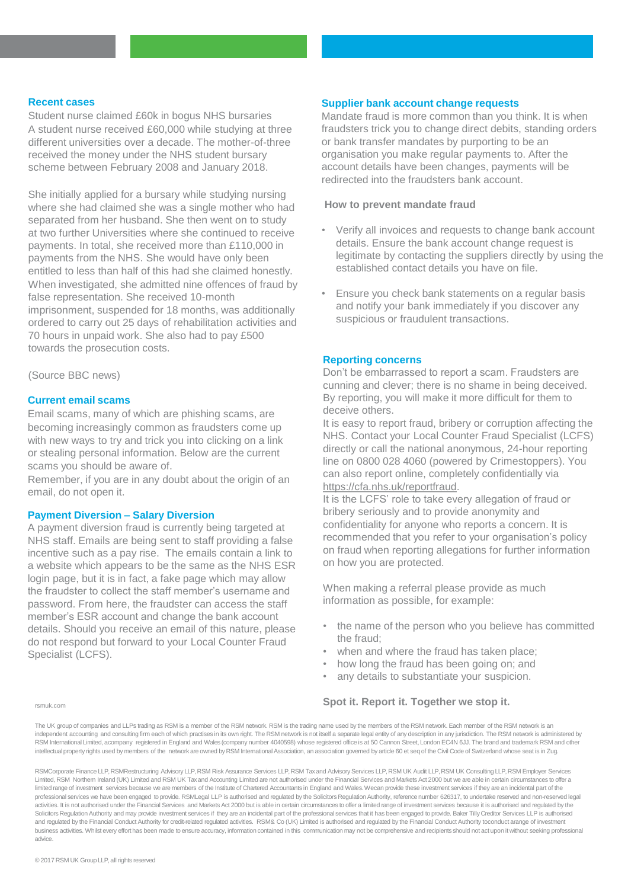### Recent cases

Student nurse claimed £60k in bogus NHS bursaries
A student nurse received £60,000 while studying at three different universities over a decade. The mother-of-three received the money under the NHS student bursary scheme between February 2008 and January 2018.

She initially applied for a bursary while studying nursing where she had claimed she was a single mother who had separated from her husband. She then went on to study at two further Universities where she continued to receive payments. In total, she received more than £110,000 in payments from the NHS. She would have only been entitled to less than half of this had she claimed honestly. When investigated, she admitted nine offences of fraud by false representation. She received 10-month imprisonment, suspended for 18 months, was additionally ordered to carry out 25 days of rehabilitation activities and 70 hours in unpaid work. She also had to pay £500 towards the prosecution costs.

(Source BBC news)

### Current email scams

Email scams, many of which are phishing scams, are becoming increasingly common as fraudsters come up with new ways to try and trick you into clicking on a link or stealing personal information. Below are the current scams you should be aware of.
Remember, if you are in any doubt about the origin of an email, do not open it.

### Payment Diversion – Salary Diversion

A payment diversion fraud is currently being targeted at NHS staff. Emails are being sent to staff providing a false incentive such as a pay rise. The emails contain a link to a website which appears to be the same as the NHS ESR login page, but it is in fact, a fake page which may allow the fraudster to collect the staff member's username and password. From here, the fraudster can access the staff member's ESR account and change the bank account details. Should you receive an email of this nature, please do not respond but forward to your Local Counter Fraud Specialist (LCFS).

### Supplier bank account change requests

Mandate fraud is more common than you think. It is when fraudsters trick you to change direct debits, standing orders or bank transfer mandates by purporting to be an organisation you make regular payments to. After the account details have been changes, payments will be redirected into the fraudsters bank account.

**How to prevent mandate fraud**

- Verify all invoices and requests to change bank account details. Ensure the bank account change request is legitimate by contacting the suppliers directly by using the established contact details you have on file.
- Ensure you check bank statements on a regular basis and notify your bank immediately if you discover any suspicious or fraudulent transactions.

### Reporting concerns

Don't be embarrassed to report a scam. Fraudsters are cunning and clever; there is no shame in being deceived. By reporting, you will make it more difficult for them to deceive others.
It is easy to report fraud, bribery or corruption affecting the NHS. Contact your Local Counter Fraud Specialist (LCFS) directly or call the national anonymous, 24-hour reporting line on 0800 028 4060 (powered by Crimestoppers). You can also report online, completely confidentially via https://cfa.nhs.uk/reportfraud.
It is the LCFS' role to take every allegation of fraud or bribery seriously and to provide anonymity and confidentiality for anyone who reports a concern. It is recommended that you refer to your organisation's policy on fraud when reporting allegations for further information on how you are protected.

When making a referral please provide as much information as possible, for example:

- the name of the person who you believe has committed the fraud;
- when and where the fraud has taken place;
- how long the fraud has been going on; and
- any details to substantiate your suspicion.

**Spot it. Report it. Together we stop it.**

rsmuk.com

The UK group of companies and LLPs trading as RSM is a member of the RSM network. RSM is the trading name used by the members of the RSM network. Each member of the RSM network is an independent accounting and consulting firm each of which practises in its own right. The RSM network is not itself a separate legal entity of any description in any jurisdiction. The RSM network is administered by RSM International Limited, acompany registered in England and Wales (company number 4040598) whose registered office is at 50 Cannon Street, London EC4N 6JJ. The brand and trademark RSM and other intellectual property rights used by members of the network are owned by RSM International Association, an association governed by article 60 et seq of the Civil Code of Switzerland whose seat is in Zug.

RSMCorporate Finance LLP, RSMRestructuring Advisory LLP, RSM Risk Assurance Services LLP, RSM Tax and Advisory Services LLP, RSM UK Audit LLP, RSM UK Consulting LLP, RSM Employer Services Limited, RSM Northern Ireland (UK) Limited and RSM UK Tax and Accounting Limited are not authorised under the Financial Services and Markets Act 2000 but we are able in certain circumstances to offer a limited range of investment services because we are members of the Institute of Chartered Accountants in England and Wales. Wecan provide these investment services if they are an incidental part of the professional services we have been engaged to provide. RSMLegal LLP is authorised and regulated by the Solicitors Regulation Authority, reference number 626317, to undertake reserved and non-reserved legal activities. It is not authorised under the Financial Services and Markets Act 2000 but is able in certain circumstances to offer a limited range of investment services because it is authorised and regulated by the Solicitors Regulation Authority and may provide investment services if they are an incidental part of the professional services that it has been engaged to provide. Baker Tilly Creditor Services LLP is authorised and regulated by the Financial Conduct Authority for credit-related regulated activities. RSM& Co (UK) Limited is authorised and regulated by the Financial Conduct Authority toconduct arange of investment business activities. Whilst every effort has been made to ensure accuracy, information contained in this communication may not be comprehensive and recipients should not act upon it without seeking professional advice.

© 2017 RSM UK Group LLP, all rights reserved